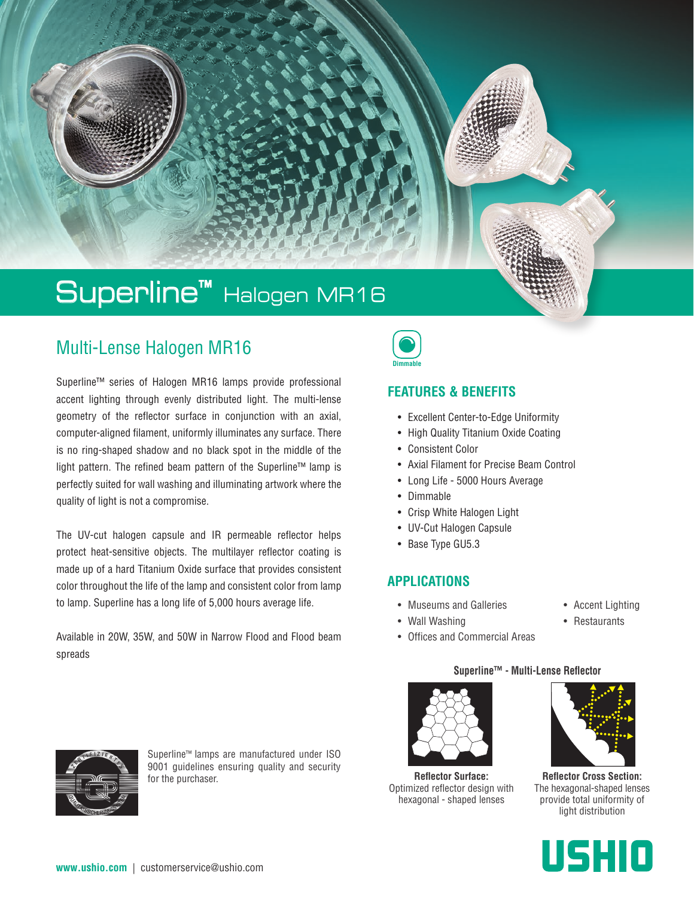# Superline™ Halogen MR16

## Multi-Lense Halogen MR16

Superline™ series of Halogen MR16 lamps provide professional accent lighting through evenly distributed light. The multi-lense geometry of the reflector surface in conjunction with an axial, computer-aligned filament, uniformly illuminates any surface. There is no ring-shaped shadow and no black spot in the middle of the light pattern. The refined beam pattern of the Superline™ lamp is perfectly suited for wall washing and illuminating artwork where the quality of light is not a compromise.

The UV-cut halogen capsule and IR permeable reflector helps protect heat-sensitive objects. The multilayer reflector coating is made up of a hard Titanium Oxide surface that provides consistent color throughout the life of the lamp and consistent color from lamp to lamp. Superline has a long life of 5,000 hours average life.

Available in 20W, 35W, and 50W in Narrow Flood and Flood beam spreads

Superline™ lamps are manufactured under ISO 9001 guidelines ensuring quality and security for the purchaser.

Dimmable

### FEATURES & BENEFITS

- Excellent Center-to-Edge Uniformity
- High Quality Titanium Oxide Coating
- Consistent Color
- Axial Filament for Precise Beam Control
- Long Life - 5000 Hours Average
- Dimmable
- Crisp White Halogen Light
- UV-Cut Halogen Capsule
- Base Type GU5.3

### APPLICATIONS

- Museums and Galleries
- Wall Washing
- Offices and Commercial Areas
- Accent Lighting
- Restaurants

**Superline™ - Multi-Lense Reflector**

**Reflector Surface:** Optimized reflector design with hexagonal - shaped lenses

**Reflector Cross Section:** The hexagonal-shaped lenses provide total uniformity of light distribution

USHIO

**www.ushio.com** | customerservice@ushio.com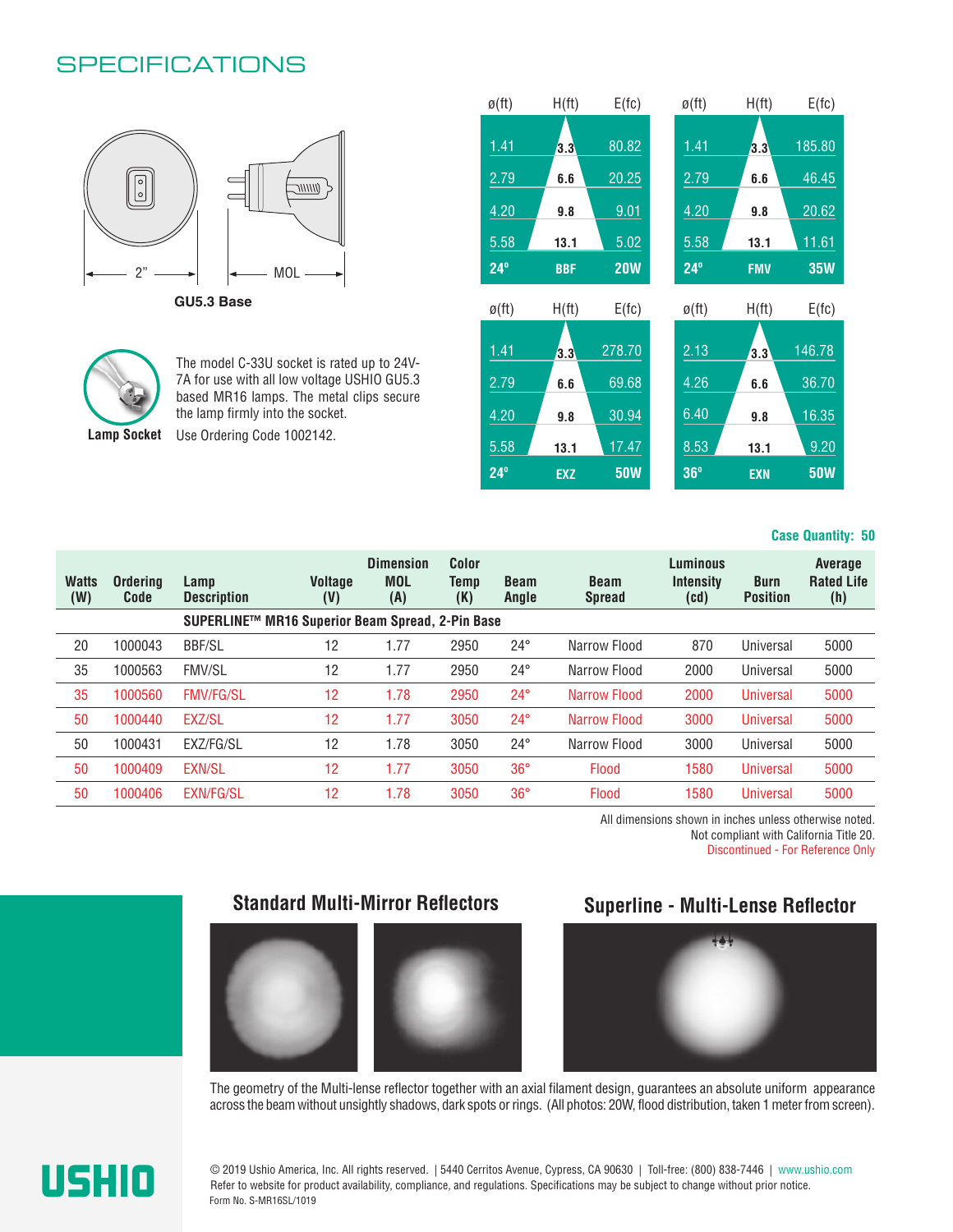# SPECIFICATIONS

2"

MOL

GU5.3 Base

**Lamp Socket**

The model C-33U socket is rated up to 24V-7A for use with all low voltage USHIO GU5.3 based MR16 lamps. The metal clips secure the lamp firmly into the socket.

Use Ordering Code 1002142.

ø(ft) H(ft) E(fc)

1.41 3.3 80.82
2.79 6.6 20.25
4.20 9.8 9.01
5.58 13.1 5.02
24° BBF 20W

ø(ft) H(ft) E(fc)

1.41 3.3 185.80
2.79 6.6 46.45
4.20 9.8 20.62
5.58 13.1 11.61
24° FMV 35W

ø(ft) H(ft) E(fc)

1.41 3.3 278.70
2.79 6.6 69.68
4.20 9.8 30.94
5.58 13.1 17.47
24° EXZ 50W

ø(ft) H(ft) E(fc)

2.13 3.3 146.78
4.26 6.6 36.70
6.40 9.8 16.35
8.53 13.1 9.20
36° EXN 50W

**Case Quantity: 50**

| Watts (W) | Ordering Code | Lamp Description | Voltage (V) | Dimension MOL (A) | Color Temp (K) | Beam Angle | Beam Spread | Luminous Intensity (cd) | Burn Position | Average Rated Life (h) |
|---|---|---|---|---|---|---|---|---|---|---|
| | | **SUPERLINE™ MR16 Superior Beam Spread, 2-Pin Base** | | | | | | | | |
| 20 | 1000043 | BBF/SL | 12 | 1.77 | 2950 | 24° | Narrow Flood | 870 | Universal | 5000 |
| 35 | 1000563 | FMV/SL | 12 | 1.77 | 2950 | 24° | Narrow Flood | 2000 | Universal | 5000 |
| 35 | 1000560 | FMV/FG/SL | 12 | 1.78 | 2950 | 24° | Narrow Flood | 2000 | Universal | 5000 |
| 50 | 1000440 | EXZ/SL | 12 | 1.77 | 3050 | 24° | Narrow Flood | 3000 | Universal | 5000 |
| 50 | 1000431 | EXZ/FG/SL | 12 | 1.78 | 3050 | 24° | Narrow Flood | 3000 | Universal | 5000 |
| 50 | 1000409 | EXN/SL | 12 | 1.77 | 3050 | 36° | Flood | 1580 | Universal | 5000 |
| 50 | 1000406 | EXN/FG/SL | 12 | 1.78 | 3050 | 36° | Flood | 1580 | Universal | 5000 |

All dimensions shown in inches unless otherwise noted.
Not compliant with California Title 20.
Discontinued - For Reference Only

## Standard Multi-Mirror Reflectors

## Superline - Multi-Lense Reflector

The geometry of the Multi-lense reflector together with an axial filament design, guarantees an absolute uniform appearance across the beam without unsightly shadows, dark spots or rings. (All photos: 20W, flood distribution, taken 1 meter from screen).

USHIO

© 2019 Ushio America, Inc. All rights reserved. | 5440 Cerritos Avenue, Cypress, CA 90630 | Toll-free: (800) 838-7446 | www.ushio.com
Refer to website for product availability, compliance, and regulations. Specifications may be subject to change without prior notice.
Form No. S-MR16SL/1019